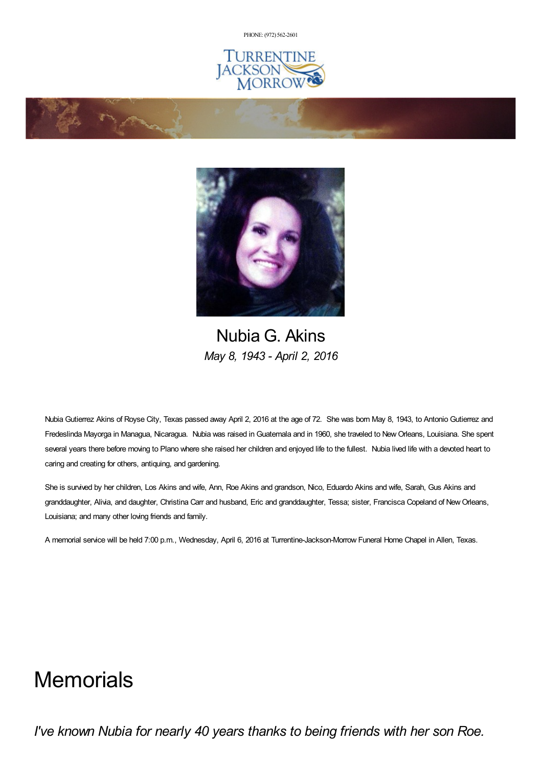PHONE: (972) 562-2601

TURRENTINE JACKSON MORROW

# Nubia G. Akins

*May 8, 1943 - April 2, 2016*

Nubia Gutierrez Akins of Royse City, Texas passed away April 2, 2016 at the age of 72. She was born May 8, 1943, to Antonio Gutierrez and Fredeslinda Mayorga in Managua, Nicaragua. Nubia was raised in Guatemala and in 1960, she traveled to New Orleans, Louisiana. She spent several years there before moving to Plano where she raised her children and enjoyed life to the fullest. Nubia lived life with a devoted heart to caring and creating for others, antiquing, and gardening.

She is survived by her children, Los Akins and wife, Ann, Roe Akins and grandson, Nico, Eduardo Akins and wife, Sarah, Gus Akins and granddaughter, Alivia, and daughter, Christina Carr and husband, Eric and granddaughter, Tessa; sister, Francisca Copeland of New Orleans, Louisiana; and many other loving friends and family.

A memorial service will be held 7:00 p.m., Wednesday, April 6, 2016 at Turrentine-Jackson-Morrow Funeral Home Chapel in Allen, Texas.

# Memorials

*I've known Nubia for nearly 40 years thanks to being friends with her son Roe.*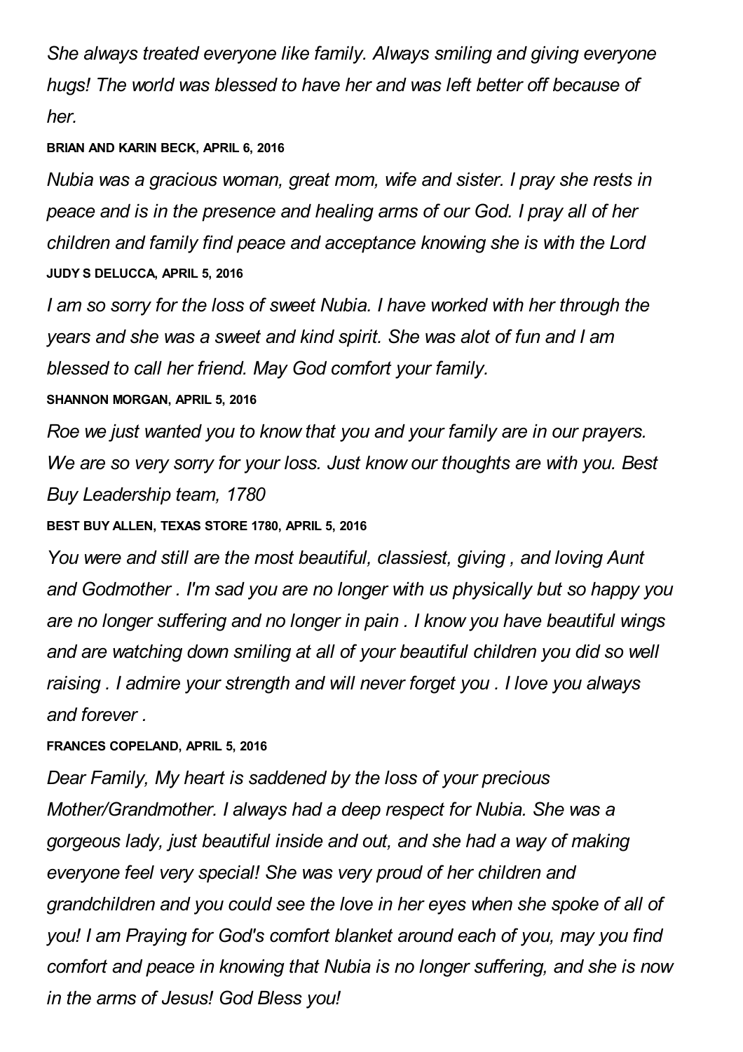*She always treated everyone like family. Always smiling and giving everyone hugs! The world was blessed to have her and was left better off because of her.*

**BRIAN AND KARIN BECK, APRIL 6, 2016**

*Nubia was a gracious woman, great mom, wife and sister. I pray she rests in peace and is in the presence and healing arms of our God. I pray all of her children and family find peace and acceptance knowing she is with the Lord*

**JUDY S DELUCCA, APRIL 5, 2016**

*I am so sorry for the loss of sweet Nubia. I have worked with her through the years and she was a sweet and kind spirit. She was alot of fun and I am blessed to call her friend. May God comfort your family.*

**SHANNON MORGAN, APRIL 5, 2016**

*Roe we just wanted you to know that you and your family are in our prayers. We are so very sorry for your loss. Just know our thoughts are with you. Best Buy Leadership team, 1780*

**BEST BUY ALLEN, TEXAS STORE 1780, APRIL 5, 2016**

*You were and still are the most beautiful, classiest, giving , and loving Aunt and Godmother . I'm sad you are no longer with us physically but so happy you are no longer suffering and no longer in pain . I know you have beautiful wings and are watching down smiling at all of your beautiful children you did so well raising . I admire your strength and will never forget you . I love you always and forever .*

**FRANCES COPELAND, APRIL 5, 2016**

*Dear Family, My heart is saddened by the loss of your precious Mother/Grandmother. I always had a deep respect for Nubia. She was a gorgeous lady, just beautiful inside and out, and she had a way of making everyone feel very special! She was very proud of her children and grandchildren and you could see the love in her eyes when she spoke of all of you! I am Praying for God's comfort blanket around each of you, may you find comfort and peace in knowing that Nubia is no longer suffering, and she is now in the arms of Jesus! God Bless you!*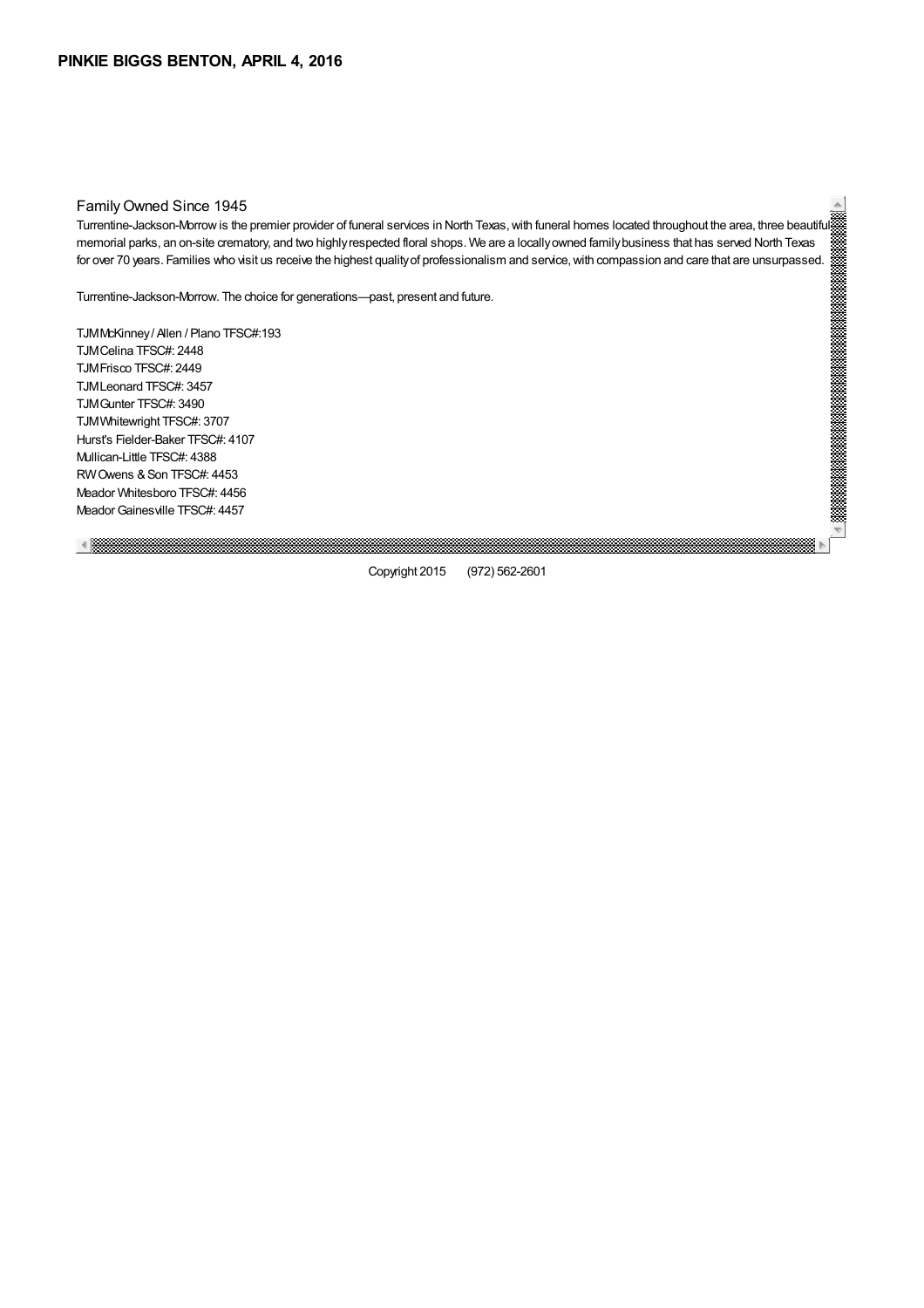Family Owned Since 1945

Turrentine-Jackson-Morrow is the premier provider of funeral services in North Texas, with funeral homes located throughout the area, three beautiful memorial parks, an on-site crematory, and two highly respected floral shops. We are a locally owned family business that has served North Texas for over 70 years. Families who visit us receive the highest quality of professionalism and service, with compassion and care that are unsurpassed.

Turrentine-Jackson-Morrow. The choice for generations—past, present and future.

TJM McKinney / Allen / Plano TFSC#:193
TJM Celina TFSC#: 2448
TJM Frisco TFSC#: 2449
TJM Leonard TFSC#: 3457
TJM Gunter TFSC#: 3490
TJM Whitewright TFSC#: 3707
Hurst's Fielder-Baker TFSC#: 4107
Mullican-Little TFSC#: 4388
RW Owens & Son TFSC#: 4453
Meador Whitesboro TFSC#: 4456
Meador Gainesville TFSC#: 4457

Copyright 2015 (972) 562-2601